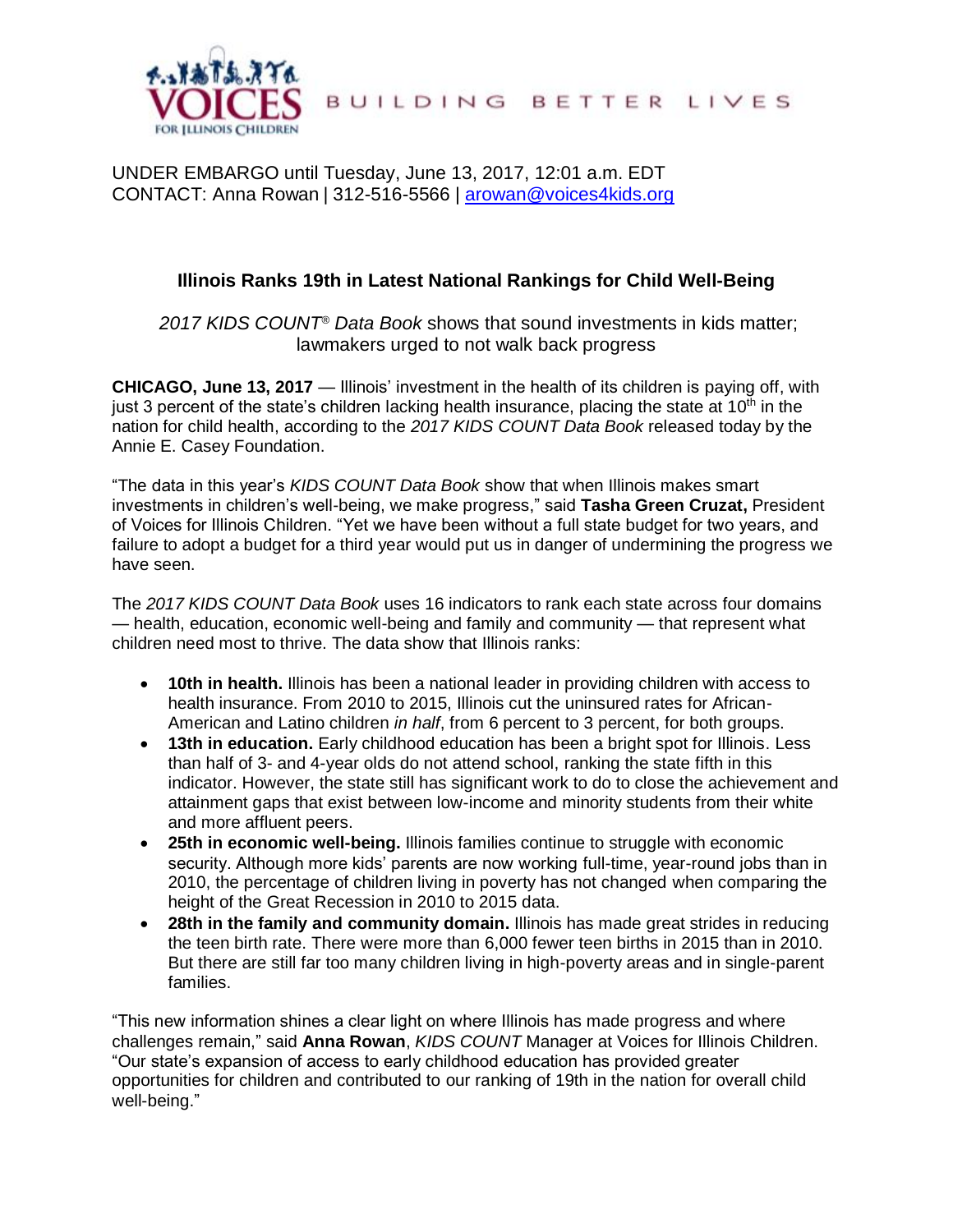VOICES FOR ILLINOIS CHILDREN — BUILDING BETTER LIVES

UNDER EMBARGO until Tuesday, June 13, 2017, 12:01 a.m. EDT
CONTACT: Anna Rowan | 312-516-5566 | arowan@voices4kids.org

## Illinois Ranks 19th in Latest National Rankings for Child Well-Being

*2017 KIDS COUNT® Data Book* shows that sound investments in kids matter; lawmakers urged to not walk back progress

**CHICAGO, June 13, 2017** — Illinois' investment in the health of its children is paying off, with just 3 percent of the state's children lacking health insurance, placing the state at 10th in the nation for child health, according to the *2017 KIDS COUNT Data Book* released today by the Annie E. Casey Foundation.

"The data in this year's *KIDS COUNT Data Book* show that when Illinois makes smart investments in children's well-being, we make progress," said **Tasha Green Cruzat,** President of Voices for Illinois Children. "Yet we have been without a full state budget for two years, and failure to adopt a budget for a third year would put us in danger of undermining the progress we have seen.

The *2017 KIDS COUNT Data Book* uses 16 indicators to rank each state across four domains — health, education, economic well-being and family and community — that represent what children need most to thrive. The data show that Illinois ranks:

- **10th in health.** Illinois has been a national leader in providing children with access to health insurance. From 2010 to 2015, Illinois cut the uninsured rates for African-American and Latino children *in half*, from 6 percent to 3 percent, for both groups.
- **13th in education.** Early childhood education has been a bright spot for Illinois. Less than half of 3- and 4-year olds do not attend school, ranking the state fifth in this indicator. However, the state still has significant work to do to close the achievement and attainment gaps that exist between low-income and minority students from their white and more affluent peers.
- **25th in economic well-being.** Illinois families continue to struggle with economic security. Although more kids' parents are now working full-time, year-round jobs than in 2010, the percentage of children living in poverty has not changed when comparing the height of the Great Recession in 2010 to 2015 data.
- **28th in the family and community domain.** Illinois has made great strides in reducing the teen birth rate. There were more than 6,000 fewer teen births in 2015 than in 2010. But there are still far too many children living in high-poverty areas and in single-parent families.

"This new information shines a clear light on where Illinois has made progress and where challenges remain," said **Anna Rowan**, *KIDS COUNT* Manager at Voices for Illinois Children. "Our state's expansion of access to early childhood education has provided greater opportunities for children and contributed to our ranking of 19th in the nation for overall child well-being."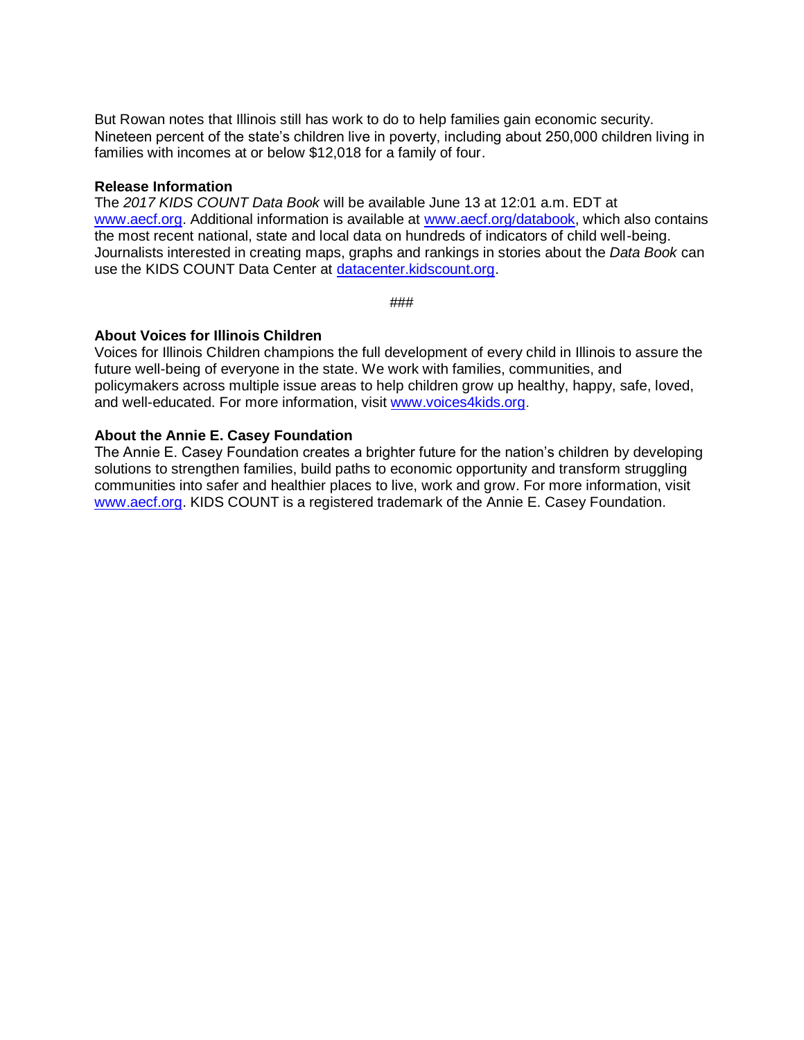But Rowan notes that Illinois still has work to do to help families gain economic security. Nineteen percent of the state's children live in poverty, including about 250,000 children living in families with incomes at or below $12,018 for a family of four.

**Release Information**
The *2017 KIDS COUNT Data Book* will be available June 13 at 12:01 a.m. EDT at [www.aecf.org](http://www.aecf.org). Additional information is available at [www.aecf.org/databook](http://www.aecf.org/databook), which also contains the most recent national, state and local data on hundreds of indicators of child well-being. Journalists interested in creating maps, graphs and rankings in stories about the *Data Book* can use the KIDS COUNT Data Center at [datacenter.kidscount.org](http://datacenter.kidscount.org).

###

**About Voices for Illinois Children**
Voices for Illinois Children champions the full development of every child in Illinois to assure the future well-being of everyone in the state. We work with families, communities, and policymakers across multiple issue areas to help children grow up healthy, happy, safe, loved, and well-educated. For more information, visit [www.voices4kids.org](http://www.voices4kids.org).

**About the Annie E. Casey Foundation**
The Annie E. Casey Foundation creates a brighter future for the nation's children by developing solutions to strengthen families, build paths to economic opportunity and transform struggling communities into safer and healthier places to live, work and grow. For more information, visit [www.aecf.org](http://www.aecf.org). KIDS COUNT is a registered trademark of the Annie E. Casey Foundation.